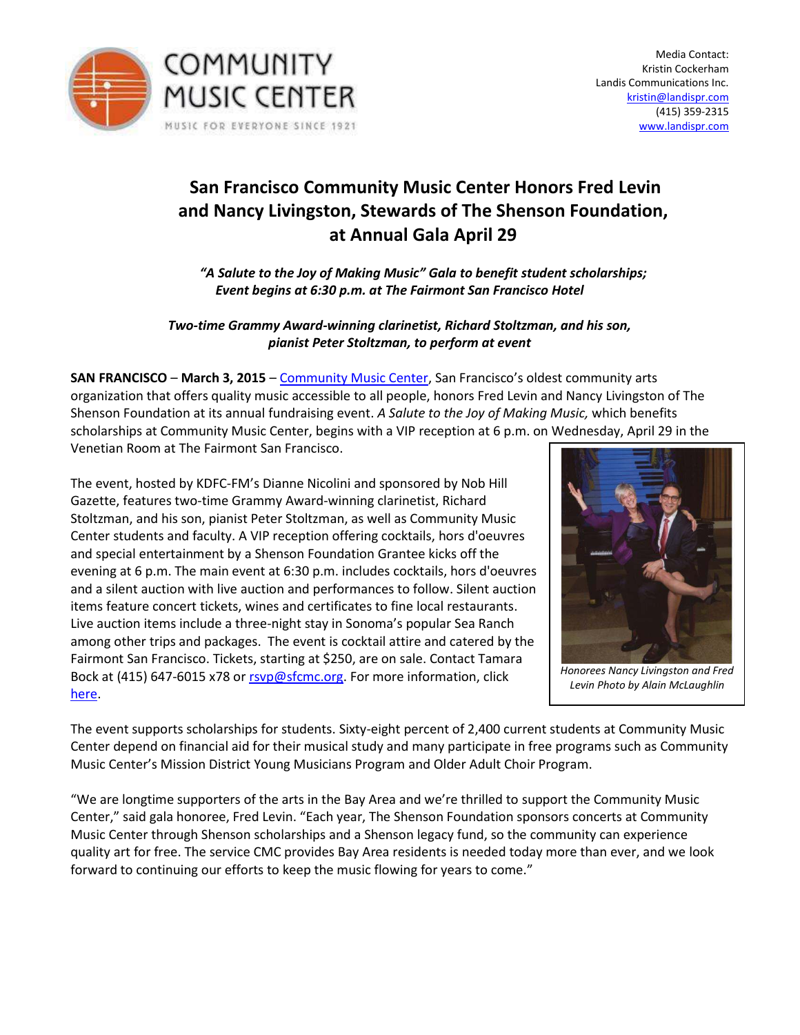COMMUNITY MUSIC CENTER

MUSIC FOR EVERYONE SINCE 1921

Media Contact:
Kristin Cockerham
Landis Communications Inc.
kristin@landispr.com
(415) 359-2315
www.landispr.com

# San Francisco Community Music Center Honors Fred Levin and Nancy Livingston, Stewards of The Shenson Foundation, at Annual Gala April 29

***"A Salute to the Joy of Making Music" Gala to benefit student scholarships; Event begins at 6:30 p.m. at The Fairmont San Francisco Hotel***

***Two-time Grammy Award-winning clarinetist, Richard Stoltzman, and his son, pianist Peter Stoltzman, to perform at event***

**SAN FRANCISCO** – **March 3, 2015** – Community Music Center, San Francisco's oldest community arts organization that offers quality music accessible to all people, honors Fred Levin and Nancy Livingston of The Shenson Foundation at its annual fundraising event. *A Salute to the Joy of Making Music,* which benefits scholarships at Community Music Center, begins with a VIP reception at 6 p.m. on Wednesday, April 29 in the Venetian Room at The Fairmont San Francisco.

The event, hosted by KDFC-FM's Dianne Nicolini and sponsored by Nob Hill Gazette, features two-time Grammy Award-winning clarinetist, Richard Stoltzman, and his son, pianist Peter Stoltzman, as well as Community Music Center students and faculty. A VIP reception offering cocktails, hors d'oeuvres and special entertainment by a Shenson Foundation Grantee kicks off the evening at 6 p.m. The main event at 6:30 p.m. includes cocktails, hors d'oeuvres and a silent auction with live auction and performances to follow. Silent auction items feature concert tickets, wines and certificates to fine local restaurants. Live auction items include a three-night stay in Sonoma's popular Sea Ranch among other trips and packages. The event is cocktail attire and catered by the Fairmont San Francisco. Tickets, starting at $250, are on sale. Contact Tamara Bock at (415) 647-6015 x78 or rsvp@sfcmc.org. For more information, click here.

*Honorees Nancy Livingston and Fred Levin Photo by Alain McLaughlin*

The event supports scholarships for students. Sixty-eight percent of 2,400 current students at Community Music Center depend on financial aid for their musical study and many participate in free programs such as Community Music Center's Mission District Young Musicians Program and Older Adult Choir Program.

"We are longtime supporters of the arts in the Bay Area and we're thrilled to support the Community Music Center," said gala honoree, Fred Levin. "Each year, The Shenson Foundation sponsors concerts at Community Music Center through Shenson scholarships and a Shenson legacy fund, so the community can experience quality art for free. The service CMC provides Bay Area residents is needed today more than ever, and we look forward to continuing our efforts to keep the music flowing for years to come."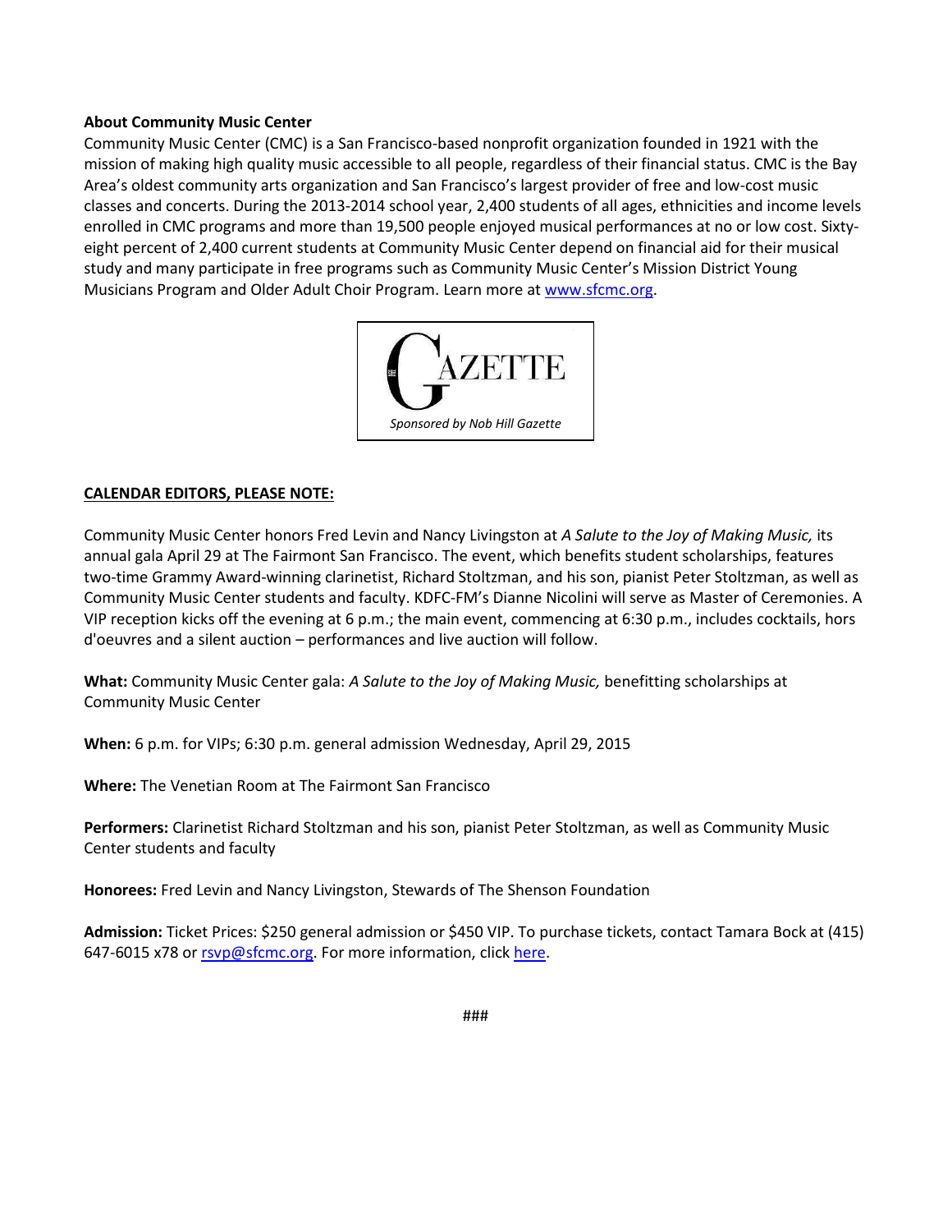**About Community Music Center**

Community Music Center (CMC) is a San Francisco-based nonprofit organization founded in 1921 with the mission of making high quality music accessible to all people, regardless of their financial status. CMC is the Bay Area's oldest community arts organization and San Francisco's largest provider of free and low-cost music classes and concerts. During the 2013-2014 school year, 2,400 students of all ages, ethnicities and income levels enrolled in CMC programs and more than 19,500 people enjoyed musical performances at no or low cost. Sixty-eight percent of 2,400 current students at Community Music Center depend on financial aid for their musical study and many participate in free programs such as Community Music Center's Mission District Young Musicians Program and Older Adult Choir Program. Learn more at [www.sfcmc.org](http://www.sfcmc.org).

GAZETTE

*Sponsored by Nob Hill Gazette*

**CALENDAR EDITORS, PLEASE NOTE:**

Community Music Center honors Fred Levin and Nancy Livingston at *A Salute to the Joy of Making Music,* its annual gala April 29 at The Fairmont San Francisco. The event, which benefits student scholarships, features two-time Grammy Award-winning clarinetist, Richard Stoltzman, and his son, pianist Peter Stoltzman, as well as Community Music Center students and faculty. KDFC-FM's Dianne Nicolini will serve as Master of Ceremonies. A VIP reception kicks off the evening at 6 p.m.; the main event, commencing at 6:30 p.m., includes cocktails, hors d'oeuvres and a silent auction – performances and live auction will follow.

**What:** Community Music Center gala: *A Salute to the Joy of Making Music,* benefitting scholarships at Community Music Center

**When:** 6 p.m. for VIPs; 6:30 p.m. general admission Wednesday, April 29, 2015

**Where:** The Venetian Room at The Fairmont San Francisco

**Performers:** Clarinetist Richard Stoltzman and his son, pianist Peter Stoltzman, as well as Community Music Center students and faculty

**Honorees:** Fred Levin and Nancy Livingston, Stewards of The Shenson Foundation

**Admission:** Ticket Prices: $250 general admission or $450 VIP. To purchase tickets, contact Tamara Bock at (415) 647-6015 x78 or [rsvp@sfcmc.org](mailto:rsvp@sfcmc.org). For more information, click here.

###